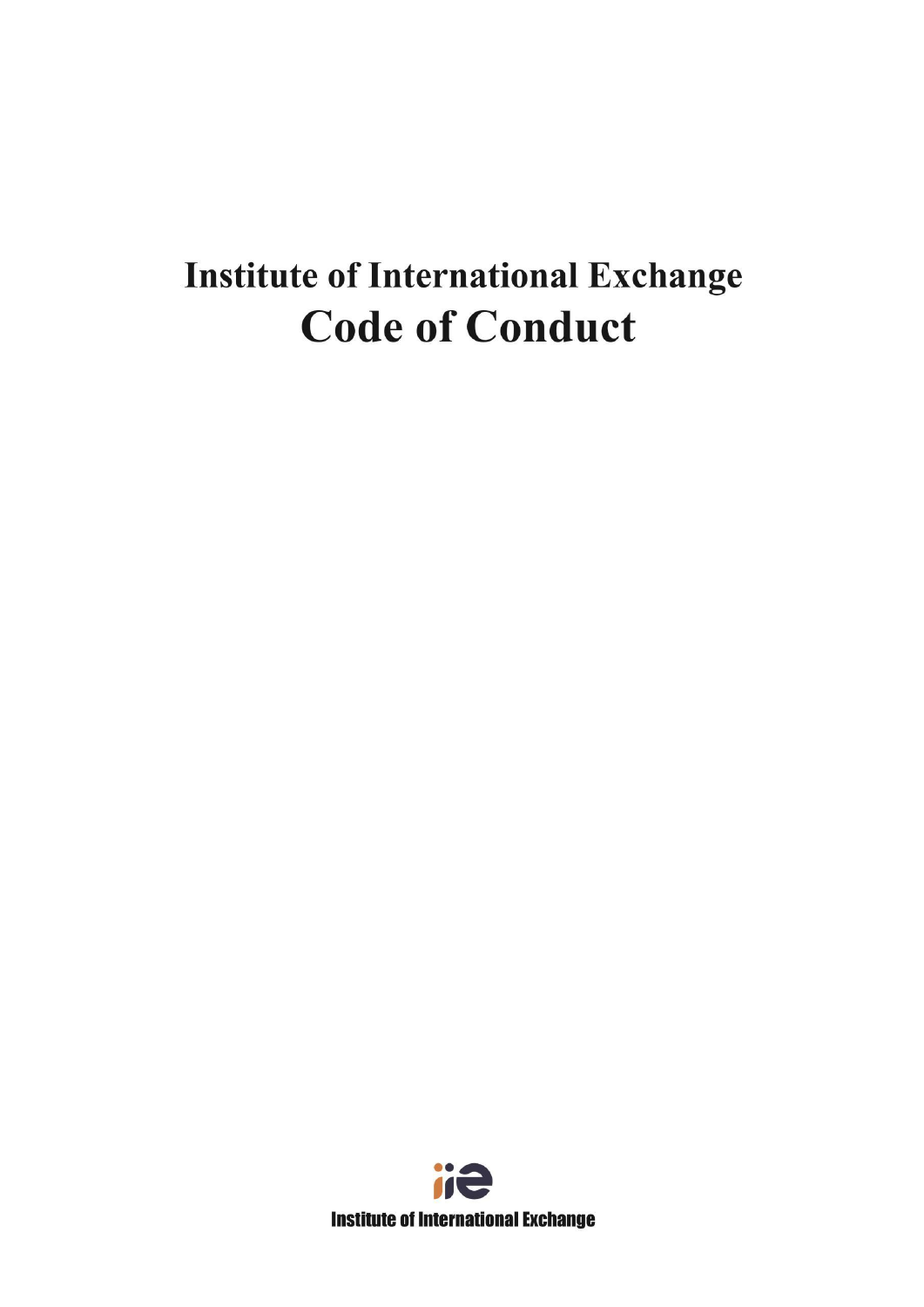# Institute of International Exchange

# Code of Conduct

Institute of International Exchange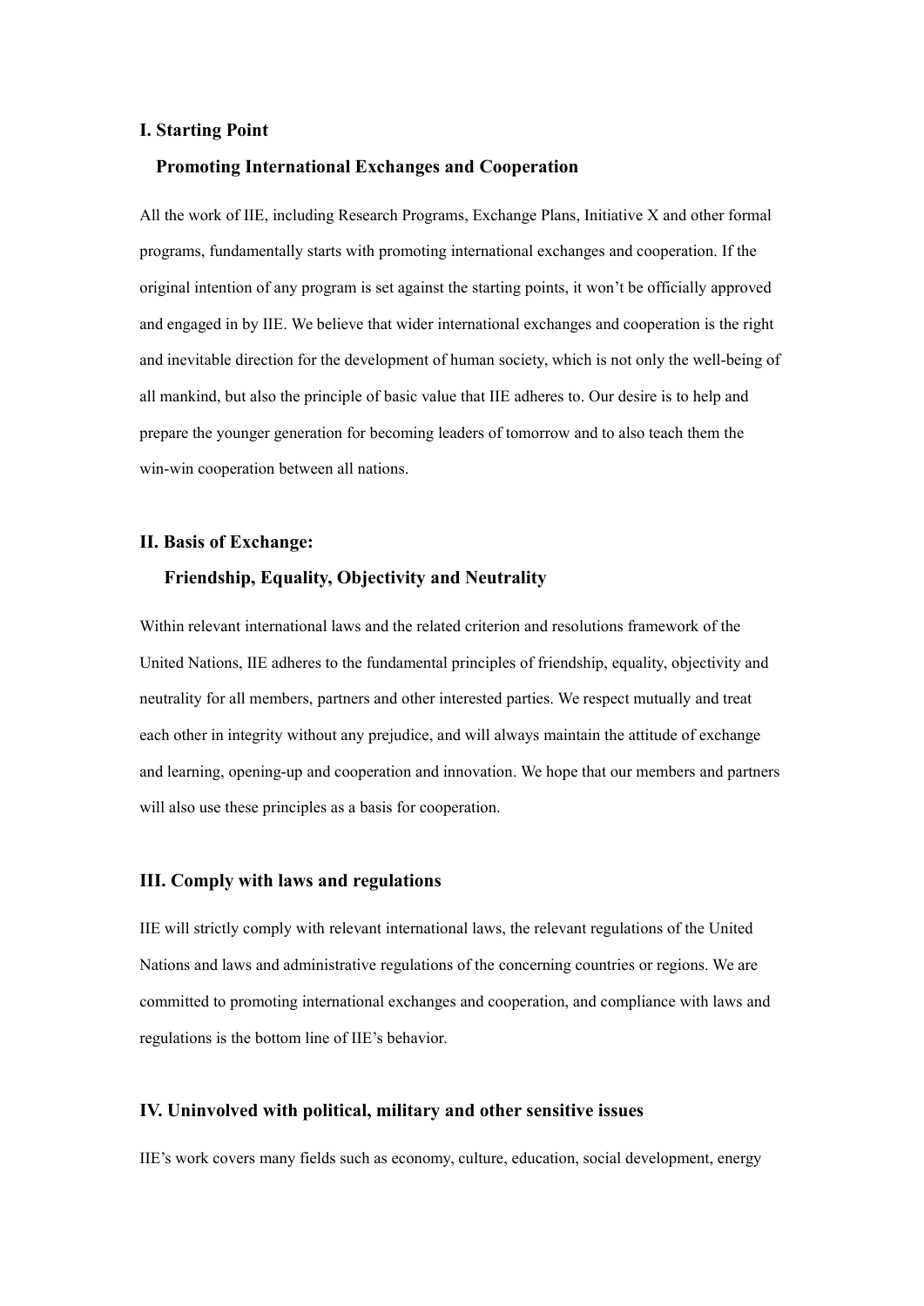## I. Starting Point

### Promoting International Exchanges and Cooperation

All the work of IIE, including Research Programs, Exchange Plans, Initiative X and other formal programs, fundamentally starts with promoting international exchanges and cooperation. If the original intention of any program is set against the starting points, it won't be officially approved and engaged in by IIE. We believe that wider international exchanges and cooperation is the right and inevitable direction for the development of human society, which is not only the well-being of all mankind, but also the principle of basic value that IIE adheres to. Our desire is to help and prepare the younger generation for becoming leaders of tomorrow and to also teach them the win-win cooperation between all nations.

## II. Basis of Exchange:

### Friendship, Equality, Objectivity and Neutrality

Within relevant international laws and the related criterion and resolutions framework of the United Nations, IIE adheres to the fundamental principles of friendship, equality, objectivity and neutrality for all members, partners and other interested parties. We respect mutually and treat each other in integrity without any prejudice, and will always maintain the attitude of exchange and learning, opening-up and cooperation and innovation. We hope that our members and partners will also use these principles as a basis for cooperation.

## III. Comply with laws and regulations

IIE will strictly comply with relevant international laws, the relevant regulations of the United Nations and laws and administrative regulations of the concerning countries or regions. We are committed to promoting international exchanges and cooperation, and compliance with laws and regulations is the bottom line of IIE's behavior.

## IV. Uninvolved with political, military and other sensitive issues

IIE's work covers many fields such as economy, culture, education, social development, energy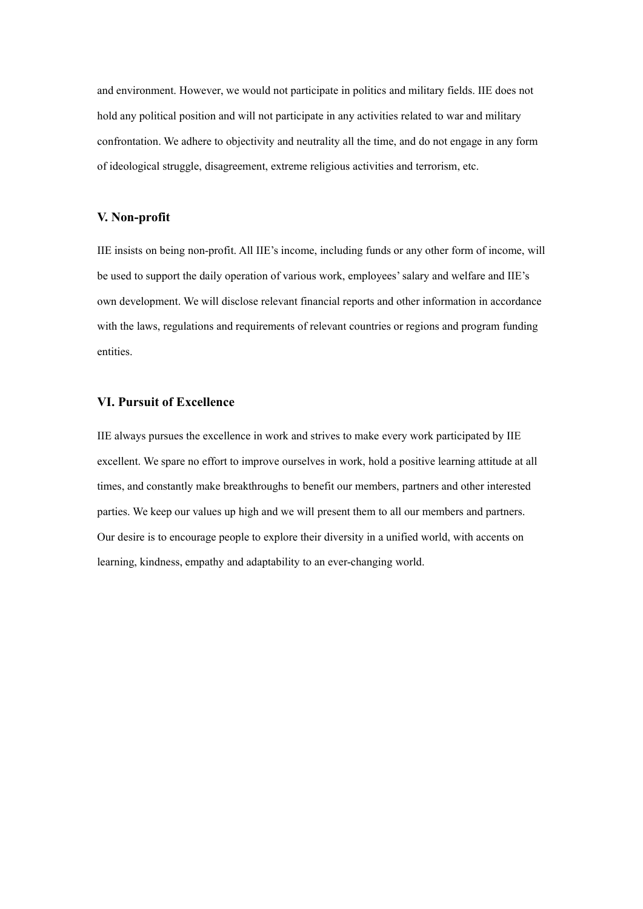and environment. However, we would not participate in politics and military fields. IIE does not hold any political position and will not participate in any activities related to war and military confrontation. We adhere to objectivity and neutrality all the time, and do not engage in any form of ideological struggle, disagreement, extreme religious activities and terrorism, etc.

### V. Non-profit

IIE insists on being non-profit. All IIE's income, including funds or any other form of income, will be used to support the daily operation of various work, employees' salary and welfare and IIE's own development. We will disclose relevant financial reports and other information in accordance with the laws, regulations and requirements of relevant countries or regions and program funding entities.

### VI. Pursuit of Excellence

IIE always pursues the excellence in work and strives to make every work participated by IIE excellent. We spare no effort to improve ourselves in work, hold a positive learning attitude at all times, and constantly make breakthroughs to benefit our members, partners and other interested parties. We keep our values up high and we will present them to all our members and partners. Our desire is to encourage people to explore their diversity in a unified world, with accents on learning, kindness, empathy and adaptability to an ever-changing world.